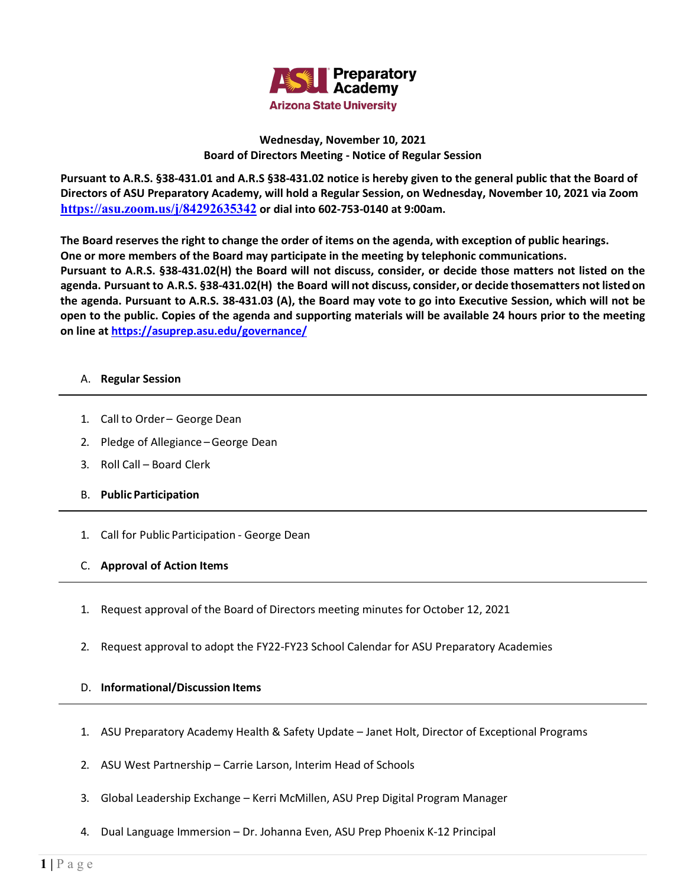ASU Preparatory Academy
Arizona State University

**Wednesday, November 10, 2021**
**Board of Directors Meeting - Notice of Regular Session**

**Pursuant to A.R.S. §38-431.01 and A.R.S §38-431.02 notice is hereby given to the general public that the Board of Directors of ASU Preparatory Academy, will hold a Regular Session, on Wednesday, November 10, 2021 via Zoom [https://asu.zoom.us/j/84292635342](https://asu.zoom.us/j/84292635342) or dial into 602-753-0140 at 9:00am.**

**The Board reserves the right to change the order of items on the agenda, with exception of public hearings. One or more members of the Board may participate in the meeting by telephonic communications. Pursuant to A.R.S. §38-431.02(H) the Board will not discuss, consider, or decide those matters not listed on the agenda. Pursuant to A.R.S. §38-431.02(H) the Board will not discuss, consider, or decide thosematters not listed on the agenda. Pursuant to A.R.S. 38-431.03 (A), the Board may vote to go into Executive Session, which will not be open to the public. Copies of the agenda and supporting materials will be available 24 hours prior to the meeting on line at [https://asuprep.asu.edu/governance/](https://asuprep.asu.edu/governance/)**

## A. Regular Session

1. Call to Order – George Dean
2. Pledge of Allegiance – George Dean
3. Roll Call – Board Clerk

## B. Public Participation

1. Call for Public Participation - George Dean

## C. Approval of Action Items

1. Request approval of the Board of Directors meeting minutes for October 12, 2021
2. Request approval to adopt the FY22-FY23 School Calendar for ASU Preparatory Academies

## D. Informational/Discussion Items

1. ASU Preparatory Academy Health & Safety Update – Janet Holt, Director of Exceptional Programs
2. ASU West Partnership – Carrie Larson, Interim Head of Schools
3. Global Leadership Exchange – Kerri McMillen, ASU Prep Digital Program Manager
4. Dual Language Immersion – Dr. Johanna Even, ASU Prep Phoenix K-12 Principal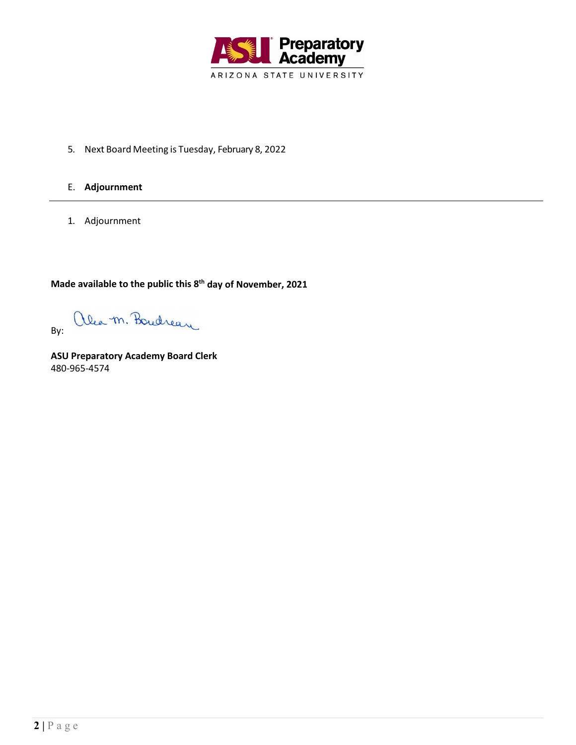5. Next Board Meeting is Tuesday, February 8, 2022

E. **Adjournment**

---

1. Adjournment

**Made available to the public this 8th day of November, 2021**

By: Alea M. Boudreau

**ASU Preparatory Academy Board Clerk**
480-965-4574